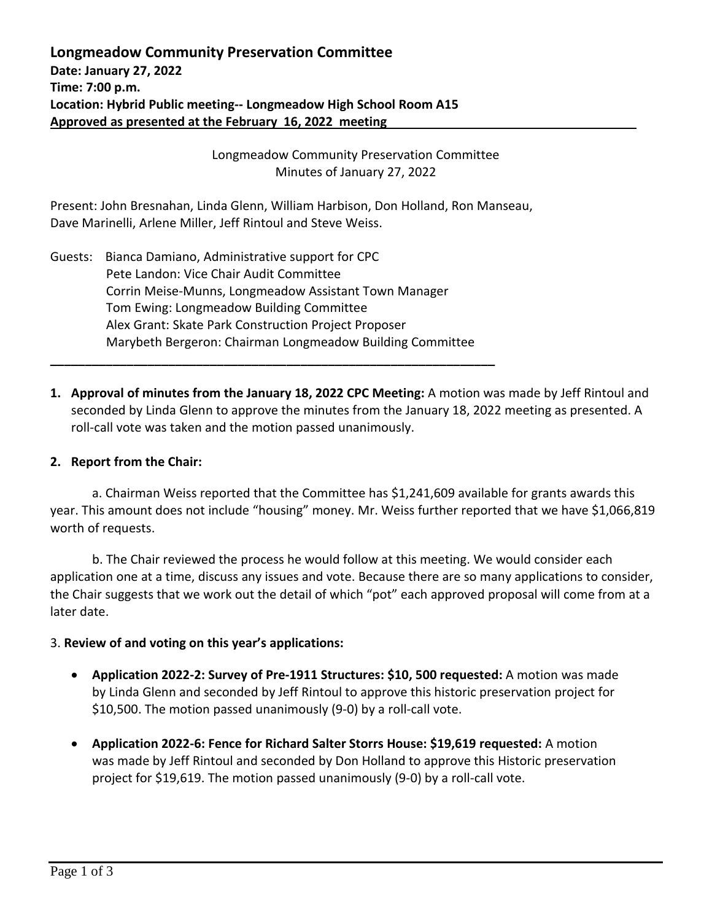**Longmeadow Community Preservation Committee**
**Date: January 27, 2022**
**Time: 7:00 p.m.**
**Location: Hybrid Public meeting-- Longmeadow High School Room A15**
**Approved as presented at the February 16, 2022 meeting**

Longmeadow Community Preservation Committee
Minutes of January 27, 2022

Present: John Bresnahan, Linda Glenn, William Harbison, Don Holland, Ron Manseau, Dave Marinelli, Arlene Miller, Jeff Rintoul and Steve Weiss.

Guests: Bianca Damiano, Administrative support for CPC
Pete Landon: Vice Chair Audit Committee
Corrin Meise-Munns, Longmeadow Assistant Town Manager
Tom Ewing: Longmeadow Building Committee
Alex Grant: Skate Park Construction Project Proposer
Marybeth Bergeron: Chairman Longmeadow Building Committee

---

1. **Approval of minutes from the January 18, 2022 CPC Meeting:** A motion was made by Jeff Rintoul and seconded by Linda Glenn to approve the minutes from the January 18, 2022 meeting as presented. A roll-call vote was taken and the motion passed unanimously.

2. **Report from the Chair:**

   a. Chairman Weiss reported that the Committee has $1,241,609 available for grants awards this year. This amount does not include "housing" money. Mr. Weiss further reported that we have $1,066,819 worth of requests.

   b. The Chair reviewed the process he would follow at this meeting. We would consider each application one at a time, discuss any issues and vote. Because there are so many applications to consider, the Chair suggests that we work out the detail of which "pot" each approved proposal will come from at a later date.

3. **Review of and voting on this year's applications:**

- **Application 2022-2: Survey of Pre-1911 Structures: $10, 500 requested:** A motion was made by Linda Glenn and seconded by Jeff Rintoul to approve this historic preservation project for $10,500. The motion passed unanimously (9-0) by a roll-call vote.

- **Application 2022-6: Fence for Richard Salter Storrs House: $19,619 requested:** A motion was made by Jeff Rintoul and seconded by Don Holland to approve this Historic preservation project for $19,619. The motion passed unanimously (9-0) by a roll-call vote.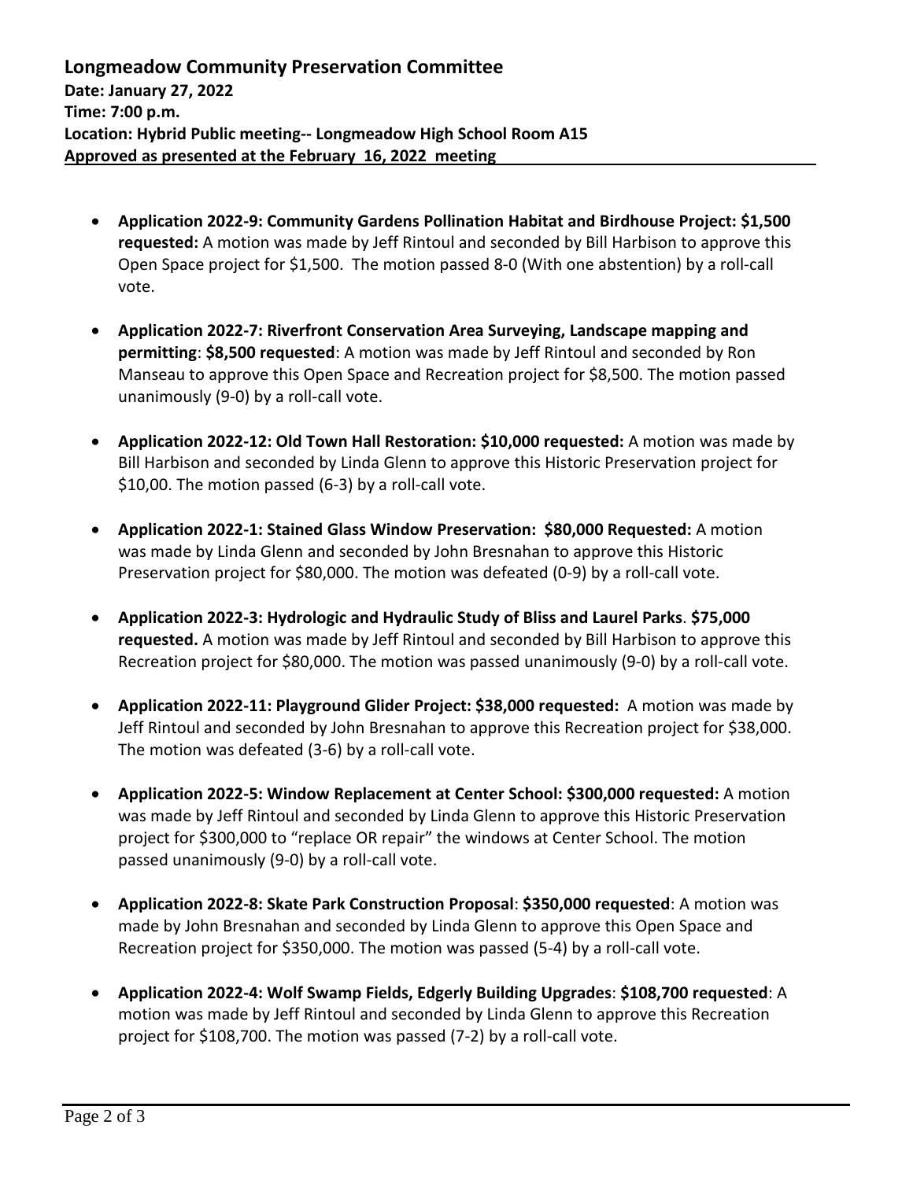**Longmeadow Community Preservation Committee**
**Date: January 27, 2022**
**Time: 7:00 p.m.**
**Location: Hybrid Public meeting-- Longmeadow High School Room A15**
**Approved as presented at the February 16, 2022 meeting**

- **Application 2022-9: Community Gardens Pollination Habitat and Birdhouse Project: $1,500 requested:** A motion was made by Jeff Rintoul and seconded by Bill Harbison to approve this Open Space project for $1,500. The motion passed 8-0 (With one abstention) by a roll-call vote.

- **Application 2022-7: Riverfront Conservation Area Surveying, Landscape mapping and permitting**: **$8,500 requested**: A motion was made by Jeff Rintoul and seconded by Ron Manseau to approve this Open Space and Recreation project for $8,500. The motion passed unanimously (9-0) by a roll-call vote.

- **Application 2022-12: Old Town Hall Restoration: $10,000 requested:** A motion was made by Bill Harbison and seconded by Linda Glenn to approve this Historic Preservation project for $10,00. The motion passed (6-3) by a roll-call vote.

- **Application 2022-1: Stained Glass Window Preservation: $80,000 Requested:** A motion was made by Linda Glenn and seconded by John Bresnahan to approve this Historic Preservation project for $80,000. The motion was defeated (0-9) by a roll-call vote.

- **Application 2022-3: Hydrologic and Hydraulic Study of Bliss and Laurel Parks**. **$75,000 requested.** A motion was made by Jeff Rintoul and seconded by Bill Harbison to approve this Recreation project for $80,000. The motion was passed unanimously (9-0) by a roll-call vote.

- **Application 2022-11: Playground Glider Project: $38,000 requested:** A motion was made by Jeff Rintoul and seconded by John Bresnahan to approve this Recreation project for $38,000. The motion was defeated (3-6) by a roll-call vote.

- **Application 2022-5: Window Replacement at Center School: $300,000 requested:** A motion was made by Jeff Rintoul and seconded by Linda Glenn to approve this Historic Preservation project for $300,000 to "replace OR repair" the windows at Center School. The motion passed unanimously (9-0) by a roll-call vote.

- **Application 2022-8: Skate Park Construction Proposal**: **$350,000 requested**: A motion was made by John Bresnahan and seconded by Linda Glenn to approve this Open Space and Recreation project for $350,000. The motion was passed (5-4) by a roll-call vote.

- **Application 2022-4: Wolf Swamp Fields, Edgerly Building Upgrades**: **$108,700 requested**: A motion was made by Jeff Rintoul and seconded by Linda Glenn to approve this Recreation project for $108,700. The motion was passed (7-2) by a roll-call vote.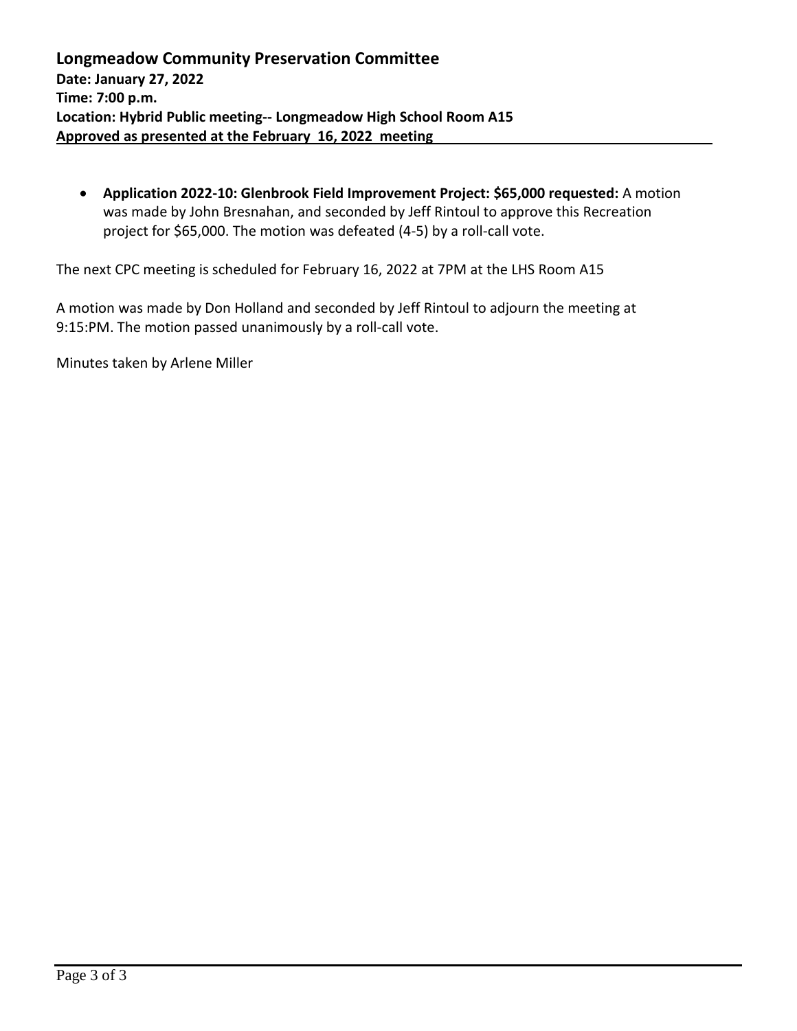**Longmeadow Community Preservation Committee**
**Date: January 27, 2022**
**Time: 7:00 p.m.**
**Location: Hybrid Public meeting-- Longmeadow High School Room A15**
**Approved as presented at the February 16, 2022 meeting**

- **Application 2022-10: Glenbrook Field Improvement Project: $65,000 requested:** A motion was made by John Bresnahan, and seconded by Jeff Rintoul to approve this Recreation project for $65,000. The motion was defeated (4-5) by a roll-call vote.

The next CPC meeting is scheduled for February 16, 2022 at 7PM at the LHS Room A15

A motion was made by Don Holland and seconded by Jeff Rintoul to adjourn the meeting at 9:15:PM. The motion passed unanimously by a roll-call vote.

Minutes taken by Arlene Miller